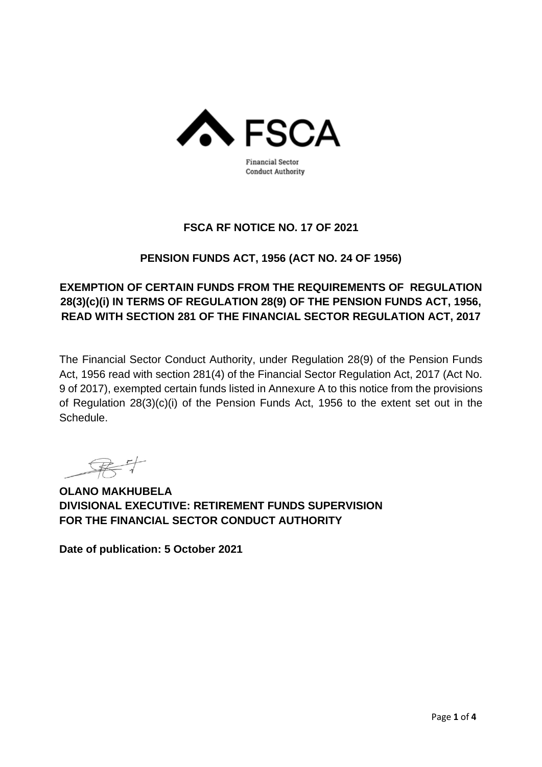FSCA

Financial Sector Conduct Authority

**FSCA RF NOTICE NO. 17 OF 2021**

**PENSION FUNDS ACT, 1956 (ACT NO. 24 OF 1956)**

**EXEMPTION OF CERTAIN FUNDS FROM THE REQUIREMENTS OF REGULATION 28(3)(c)(i) IN TERMS OF REGULATION 28(9) OF THE PENSION FUNDS ACT, 1956, READ WITH SECTION 281 OF THE FINANCIAL SECTOR REGULATION ACT, 2017**

The Financial Sector Conduct Authority, under Regulation 28(9) of the Pension Funds Act, 1956 read with section 281(4) of the Financial Sector Regulation Act, 2017 (Act No. 9 of 2017), exempted certain funds listed in Annexure A to this notice from the provisions of Regulation 28(3)(c)(i) of the Pension Funds Act, 1956 to the extent set out in the Schedule.

**OLANO MAKHUBELA**
**DIVISIONAL EXECUTIVE: RETIREMENT FUNDS SUPERVISION**
**FOR THE FINANCIAL SECTOR CONDUCT AUTHORITY**

**Date of publication: 5 October 2021**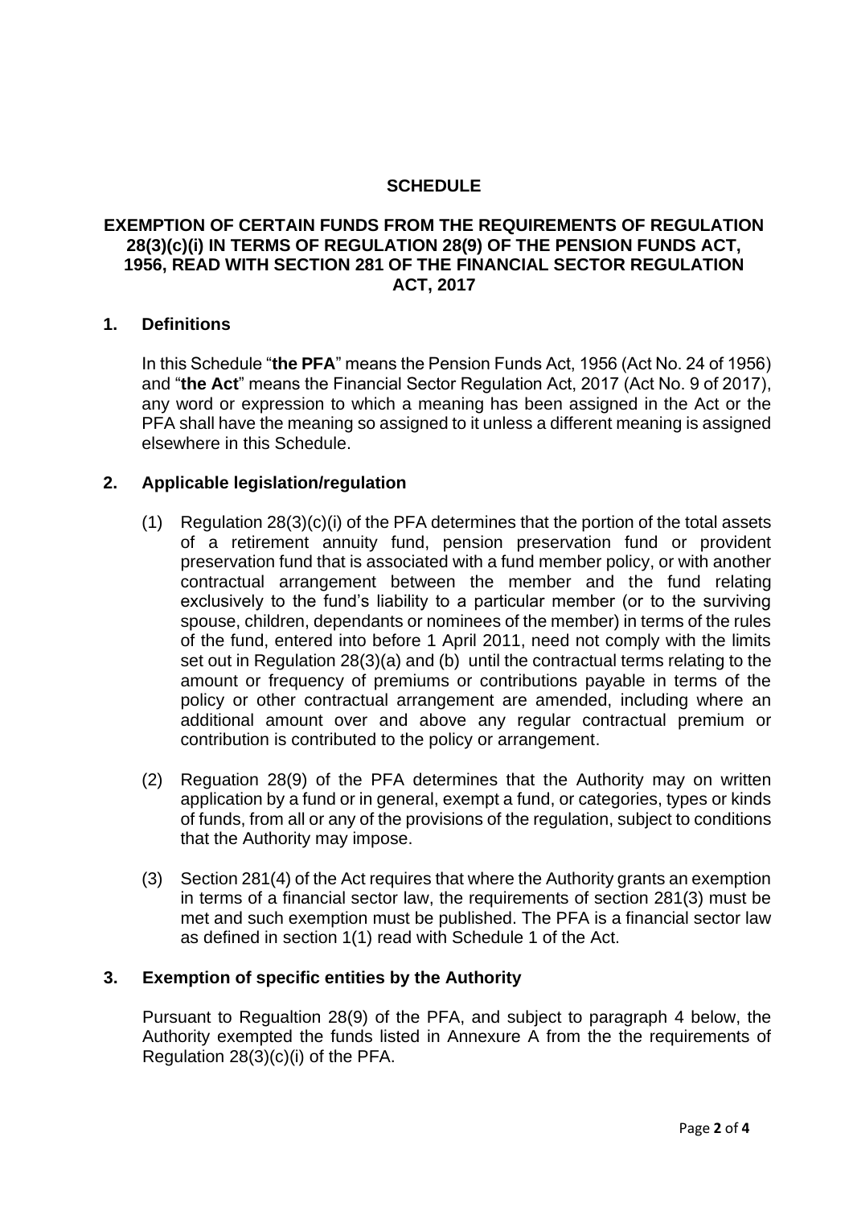# SCHEDULE

## EXEMPTION OF CERTAIN FUNDS FROM THE REQUIREMENTS OF REGULATION 28(3)(c)(i) IN TERMS OF REGULATION 28(9) OF THE PENSION FUNDS ACT, 1956, READ WITH SECTION 281 OF THE FINANCIAL SECTOR REGULATION ACT, 2017

### 1. Definitions

In this Schedule "**the PFA**" means the Pension Funds Act, 1956 (Act No. 24 of 1956) and "**the Act**" means the Financial Sector Regulation Act, 2017 (Act No. 9 of 2017), any word or expression to which a meaning has been assigned in the Act or the PFA shall have the meaning so assigned to it unless a different meaning is assigned elsewhere in this Schedule.

### 2. Applicable legislation/regulation

(1) Regulation 28(3)(c)(i) of the PFA determines that the portion of the total assets of a retirement annuity fund, pension preservation fund or provident preservation fund that is associated with a fund member policy, or with another contractual arrangement between the member and the fund relating exclusively to the fund's liability to a particular member (or to the surviving spouse, children, dependants or nominees of the member) in terms of the rules of the fund, entered into before 1 April 2011, need not comply with the limits set out in Regulation 28(3)(a) and (b) until the contractual terms relating to the amount or frequency of premiums or contributions payable in terms of the policy or other contractual arrangement are amended, including where an additional amount over and above any regular contractual premium or contribution is contributed to the policy or arrangement.

(2) Reguation 28(9) of the PFA determines that the Authority may on written application by a fund or in general, exempt a fund, or categories, types or kinds of funds, from all or any of the provisions of the regulation, subject to conditions that the Authority may impose.

(3) Section 281(4) of the Act requires that where the Authority grants an exemption in terms of a financial sector law, the requirements of section 281(3) must be met and such exemption must be published. The PFA is a financial sector law as defined in section 1(1) read with Schedule 1 of the Act.

### 3. Exemption of specific entities by the Authority

Pursuant to Regualtion 28(9) of the PFA, and subject to paragraph 4 below, the Authority exempted the funds listed in Annexure A from the the requirements of Regulation 28(3)(c)(i) of the PFA.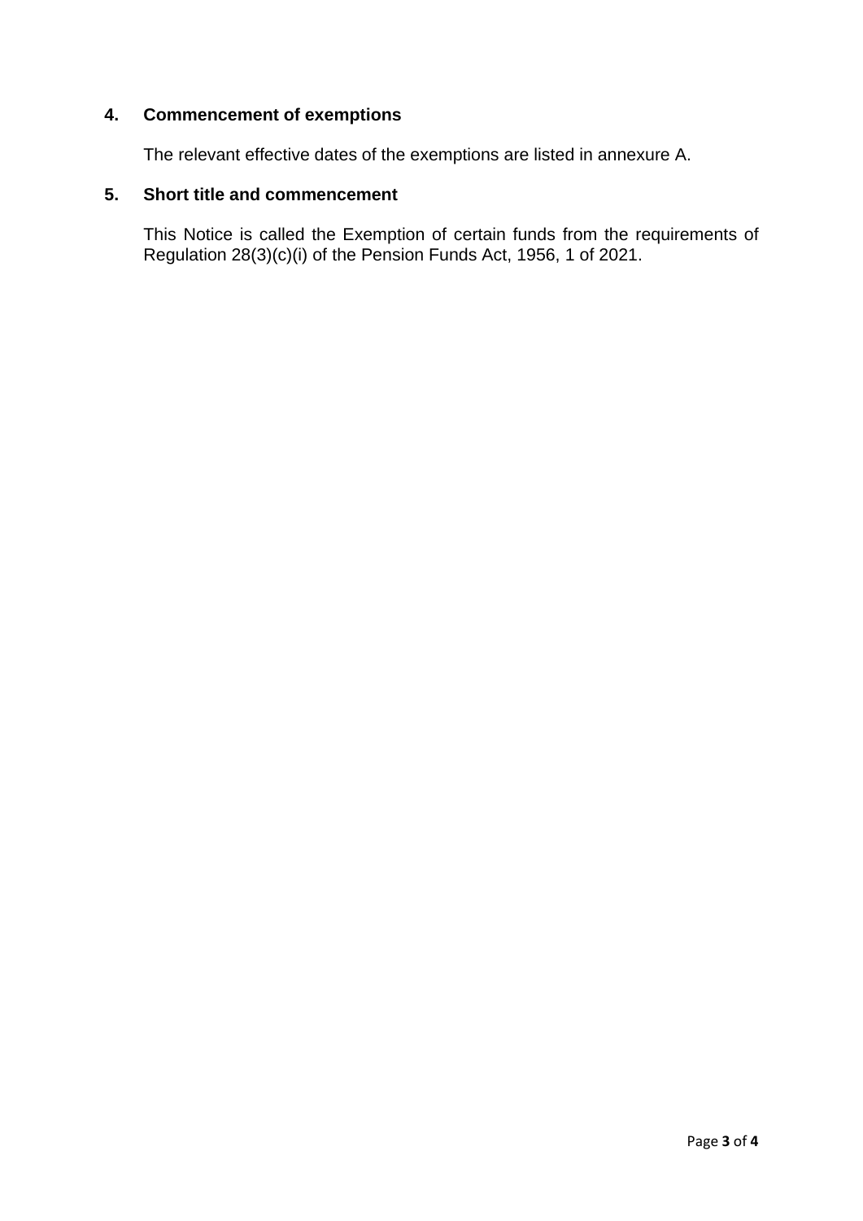## 4. Commencement of exemptions

The relevant effective dates of the exemptions are listed in annexure A.

## 5. Short title and commencement

This Notice is called the Exemption of certain funds from the requirements of Regulation 28(3)(c)(i) of the Pension Funds Act, 1956, 1 of 2021.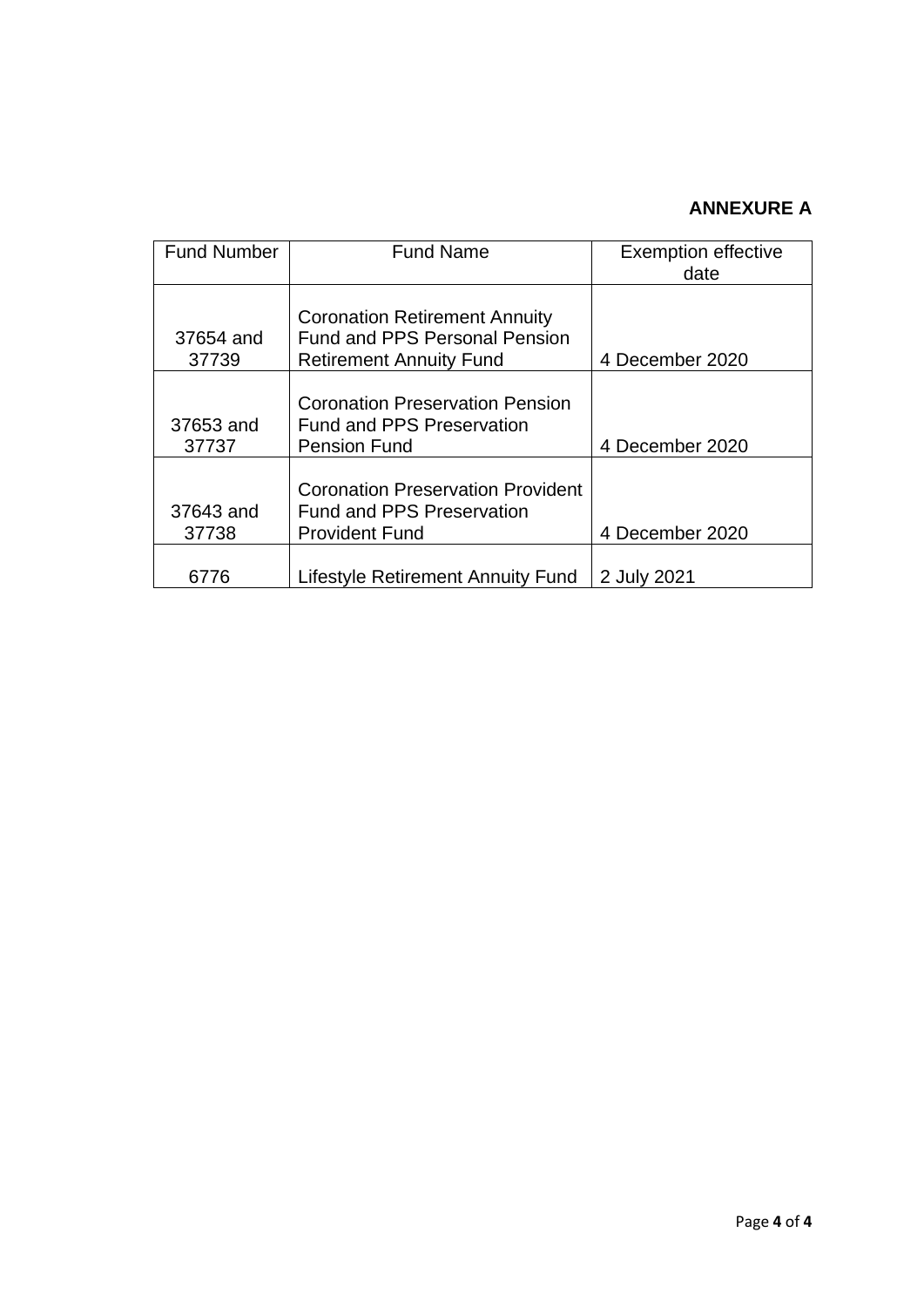**ANNEXURE A**

| Fund Number | Fund Name | Exemption effective date |
| --- | --- | --- |
| 37654 and 37739 | Coronation Retirement Annuity Fund and PPS Personal Pension Retirement Annuity Fund | 4 December 2020 |
| 37653 and 37737 | Coronation Preservation Pension Fund and PPS Preservation Pension Fund | 4 December 2020 |
| 37643 and 37738 | Coronation Preservation Provident Fund and PPS Preservation Provident Fund | 4 December 2020 |
| 6776 | Lifestyle Retirement Annuity Fund | 2 July 2021 |